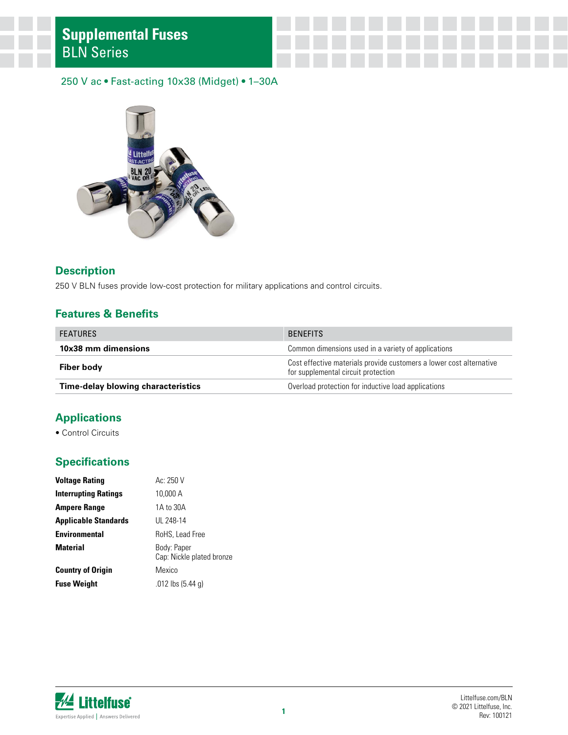# Supplemental Fuses

## BLN Series

250 V ac • Fast-acting 10x38 (Midget) • 1–30A

## Description

250 V BLN fuses provide low-cost protection for military applications and control circuits.

## Features & Benefits

| FEATURES | BENEFITS |
|---|---|
| **10x38 mm dimensions** | Common dimensions used in a variety of applications |
| **Fiber body** | Cost effective materials provide customers a lower cost alternative for supplemental circuit protection |
| **Time-delay blowing characteristics** | Overload protection for inductive load applications |

## Applications

- Control Circuits

## Specifications

| | |
|---|---|
| **Voltage Rating** | Ac: 250 V |
| **Interrupting Ratings** | 10,000 A |
| **Ampere Range** | 1A to 30A |
| **Applicable Standards** | UL 248-14 |
| **Environmental** | RoHS, Lead Free |
| **Material** | Body: Paper<br>Cap: Nickle plated bronze |
| **Country of Origin** | Mexico |
| **Fuse Weight** | .012 lbs (5.44 g) |

Littelfuse.com/BLN
© 2021 Littelfuse, Inc.
Rev: 100121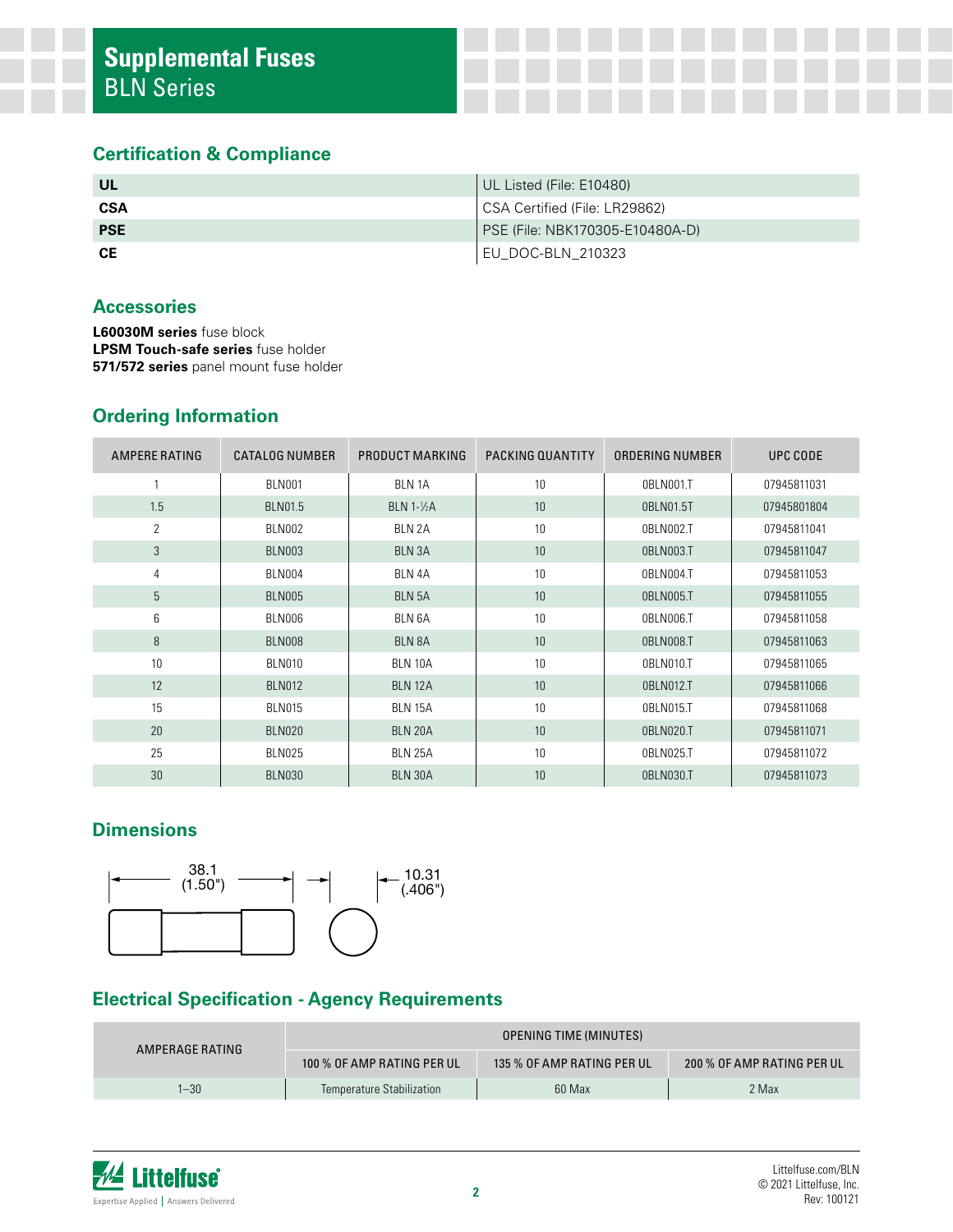# Supplemental Fuses
BLN Series

## Certification & Compliance

| | |
|---|---|
| **UL** | UL Listed (File: E10480) |
| **CSA** | CSA Certified (File: LR29862) |
| **PSE** | PSE (File: NBK170305-E10480A-D) |
| **CE** | EU_DOC-BLN_210323 |

## Accessories

**L60030M series** fuse block
**LPSM Touch-safe series** fuse holder
**571/572 series** panel mount fuse holder

## Ordering Information

| AMPERE RATING | CATALOG NUMBER | PRODUCT MARKING | PACKING QUANTITY | ORDERING NUMBER | UPC CODE |
|---|---|---|---|---|---|
| 1 | BLN001 | BLN 1A | 10 | 0BLN001.T | 07945811031 |
| 1.5 | BLN01.5 | BLN 1-½A | 10 | 0BLN01.5T | 07945801804 |
| 2 | BLN002 | BLN 2A | 10 | 0BLN002.T | 07945811041 |
| 3 | BLN003 | BLN 3A | 10 | 0BLN003.T | 07945811047 |
| 4 | BLN004 | BLN 4A | 10 | 0BLN004.T | 07945811053 |
| 5 | BLN005 | BLN 5A | 10 | 0BLN005.T | 07945811055 |
| 6 | BLN006 | BLN 6A | 10 | 0BLN006.T | 07945811058 |
| 8 | BLN008 | BLN 8A | 10 | 0BLN008.T | 07945811063 |
| 10 | BLN010 | BLN 10A | 10 | 0BLN010.T | 07945811065 |
| 12 | BLN012 | BLN 12A | 10 | 0BLN012.T | 07945811066 |
| 15 | BLN015 | BLN 15A | 10 | 0BLN015.T | 07945811068 |
| 20 | BLN020 | BLN 20A | 10 | 0BLN020.T | 07945811071 |
| 25 | BLN025 | BLN 25A | 10 | 0BLN025.T | 07945811072 |
| 30 | BLN030 | BLN 30A | 10 | 0BLN030.T | 07945811073 |

## Dimensions

38.1 (1.50")

10.31 (.406")

## Electrical Specification - Agency Requirements

| AMPERAGE RATING | OPENING TIME (MINUTES) | | |
|---|---|---|---|
| | 100 % OF AMP RATING PER UL | 135 % OF AMP RATING PER UL | 200 % OF AMP RATING PER UL |
| 1–30 | Temperature Stabilization | 60 Max | 2 Max |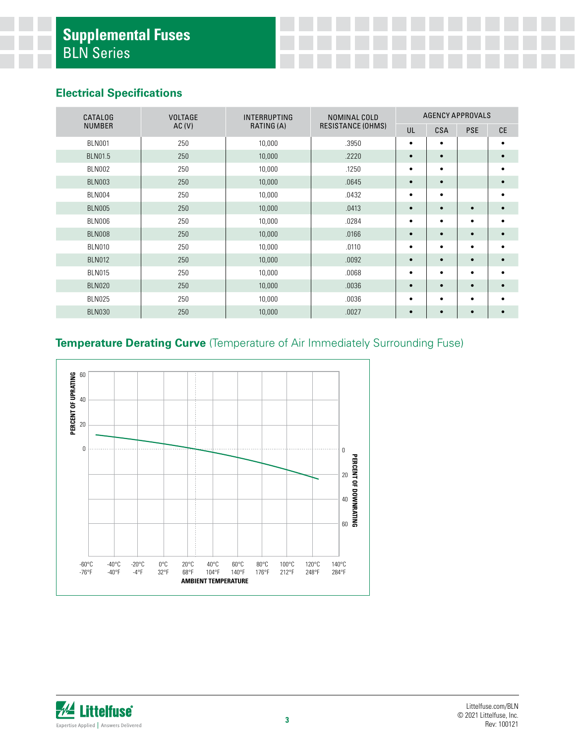# Supplemental Fuses

BLN Series

## Electrical Specifications

| CATALOG NUMBER | VOLTAGE AC (V) | INTERRUPTING RATING (A) | NOMINAL COLD RESISTANCE (OHMS) | AGENCY APPROVALS | | | |
|---|---|---|---|---|---|---|---|
| | | | | UL | CSA | PSE | CE |
| BLN001 | 250 | 10,000 | .3950 | • | • | | • |
| BLN01.5 | 250 | 10,000 | .2220 | • | • | | • |
| BLN002 | 250 | 10,000 | .1250 | • | • | | • |
| BLN003 | 250 | 10,000 | .0645 | • | • | | • |
| BLN004 | 250 | 10,000 | .0432 | • | • | | • |
| BLN005 | 250 | 10,000 | .0413 | • | • | • | • |
| BLN006 | 250 | 10,000 | .0284 | • | • | • | • |
| BLN008 | 250 | 10,000 | .0166 | • | • | • | • |
| BLN010 | 250 | 10,000 | .0110 | • | • | • | • |
| BLN012 | 250 | 10,000 | .0092 | • | • | • | • |
| BLN015 | 250 | 10,000 | .0068 | • | • | • | • |
| BLN020 | 250 | 10,000 | .0036 | • | • | • | • |
| BLN025 | 250 | 10,000 | .0036 | • | • | • | • |
| BLN030 | 250 | 10,000 | .0027 | • | • | • | • |

## Temperature Derating Curve (Temperature of Air Immediately Surrounding Fuse)

PERCENT OF UPRATING: 60, 40, 20, 0

PERCENT OF DOWNRATING: 0, 20, 40, 60

-60°C -76°F | -40°C -40°F | -20°C -4°F | 0°C 32°F | 20°C 68°F | 40°C 104°F | 60°C 140°F | 80°C 176°F | 100°C 212°F | 120°C 248°F | 140°C 284°F

AMBIENT TEMPERATURE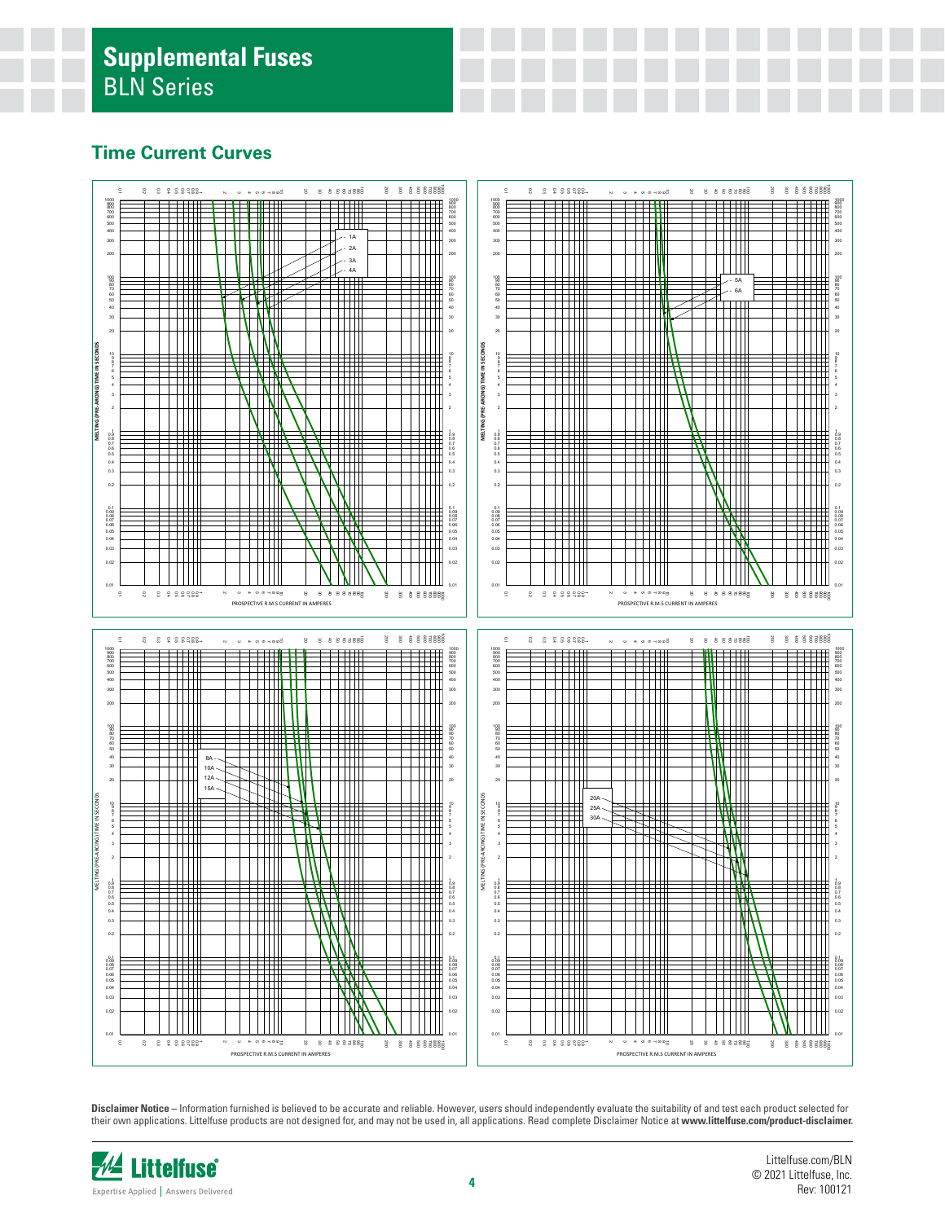# Supplemental Fuses

BLN Series

## Time Current Curves

MELTING (PRE-ARCING) TIME IN SECONDS

PROSPECTIVE R.M.S CURRENT IN AMPERES

1A
2A
3A
4A

MELTING (PRE-ARCING) TIME IN SECONDS

PROSPECTIVE R.M.S CURRENT IN AMPERES

5A
6A

MELTING (PRE-ARCING) TIME IN SECONDS

PROSPECTIVE R.M.S CURRENT IN AMPERES

8A
10A
12A
15A

MELTING (PRE-ARCING) TIME IN SECONDS

PROSPECTIVE R.M.S CURRENT IN AMPERES

20A
25A
30A

**Disclaimer Notice** – Information furnished is believed to be accurate and reliable. However, users should independently evaluate the suitability of and test each product selected for their own applications. Littelfuse products are not designed for, and may not be used in, all applications. Read complete Disclaimer Notice at **www.littelfuse.com/product-disclaimer.**

Littelfuse® Expertise Applied | Answers Delivered

Littelfuse.com/BLN
© 2021 Littelfuse, Inc.
Rev: 100121